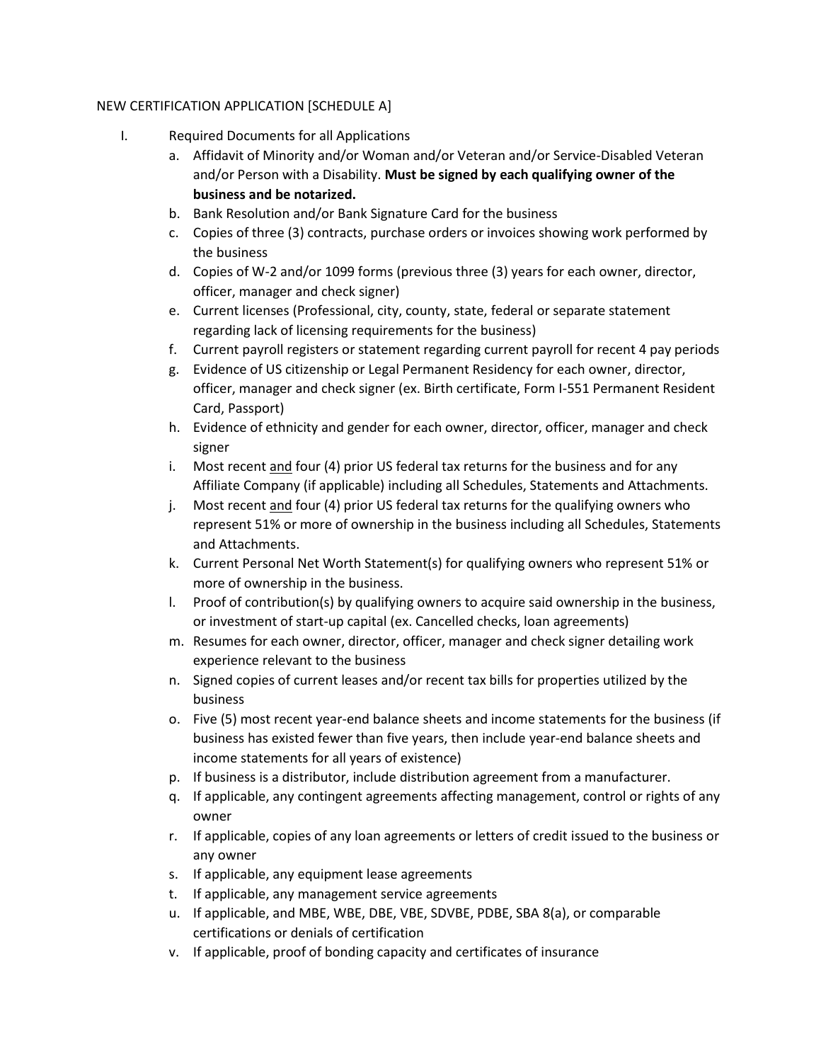NEW CERTIFICATION APPLICATION [SCHEDULE A]

I. Required Documents for all Applications

   a. Affidavit of Minority and/or Woman and/or Veteran and/or Service-Disabled Veteran and/or Person with a Disability. **Must be signed by each qualifying owner of the business and be notarized.**
   b. Bank Resolution and/or Bank Signature Card for the business
   c. Copies of three (3) contracts, purchase orders or invoices showing work performed by the business
   d. Copies of W-2 and/or 1099 forms (previous three (3) years for each owner, director, officer, manager and check signer)
   e. Current licenses (Professional, city, county, state, federal or separate statement regarding lack of licensing requirements for the business)
   f. Current payroll registers or statement regarding current payroll for recent 4 pay periods
   g. Evidence of US citizenship or Legal Permanent Residency for each owner, director, officer, manager and check signer (ex. Birth certificate, Form I-551 Permanent Resident Card, Passport)
   h. Evidence of ethnicity and gender for each owner, director, officer, manager and check signer
   i. Most recent <u>and</u> four (4) prior US federal tax returns for the business and for any Affiliate Company (if applicable) including all Schedules, Statements and Attachments.
   j. Most recent <u>and</u> four (4) prior US federal tax returns for the qualifying owners who represent 51% or more of ownership in the business including all Schedules, Statements and Attachments.
   k. Current Personal Net Worth Statement(s) for qualifying owners who represent 51% or more of ownership in the business.
   l. Proof of contribution(s) by qualifying owners to acquire said ownership in the business, or investment of start-up capital (ex. Cancelled checks, loan agreements)
   m. Resumes for each owner, director, officer, manager and check signer detailing work experience relevant to the business
   n. Signed copies of current leases and/or recent tax bills for properties utilized by the business
   o. Five (5) most recent year-end balance sheets and income statements for the business (if business has existed fewer than five years, then include year-end balance sheets and income statements for all years of existence)
   p. If business is a distributor, include distribution agreement from a manufacturer.
   q. If applicable, any contingent agreements affecting management, control or rights of any owner
   r. If applicable, copies of any loan agreements or letters of credit issued to the business or any owner
   s. If applicable, any equipment lease agreements
   t. If applicable, any management service agreements
   u. If applicable, and MBE, WBE, DBE, VBE, SDVBE, PDBE, SBA 8(a), or comparable certifications or denials of certification
   v. If applicable, proof of bonding capacity and certificates of insurance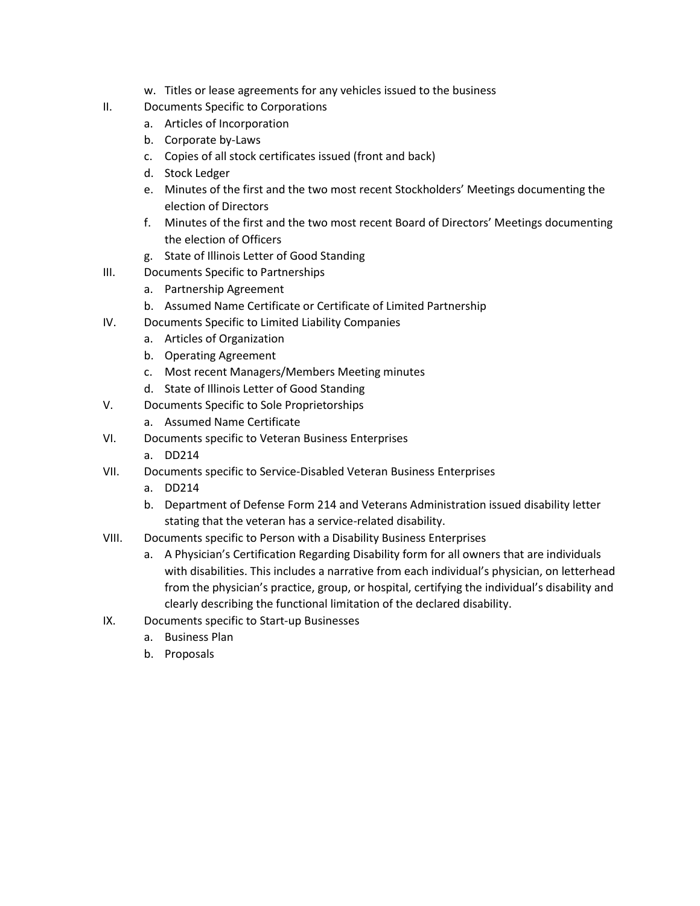w. Titles or lease agreements for any vehicles issued to the business

II. Documents Specific to Corporations
   a. Articles of Incorporation
   b. Corporate by-Laws
   c. Copies of all stock certificates issued (front and back)
   d. Stock Ledger
   e. Minutes of the first and the two most recent Stockholders' Meetings documenting the election of Directors
   f. Minutes of the first and the two most recent Board of Directors' Meetings documenting the election of Officers
   g. State of Illinois Letter of Good Standing

III. Documents Specific to Partnerships
   a. Partnership Agreement
   b. Assumed Name Certificate or Certificate of Limited Partnership

IV. Documents Specific to Limited Liability Companies
   a. Articles of Organization
   b. Operating Agreement
   c. Most recent Managers/Members Meeting minutes
   d. State of Illinois Letter of Good Standing

V. Documents Specific to Sole Proprietorships
   a. Assumed Name Certificate

VI. Documents specific to Veteran Business Enterprises
   a. DD214

VII. Documents specific to Service-Disabled Veteran Business Enterprises
   a. DD214
   b. Department of Defense Form 214 and Veterans Administration issued disability letter stating that the veteran has a service-related disability.

VIII. Documents specific to Person with a Disability Business Enterprises
   a. A Physician's Certification Regarding Disability form for all owners that are individuals with disabilities. This includes a narrative from each individual's physician, on letterhead from the physician's practice, group, or hospital, certifying the individual's disability and clearly describing the functional limitation of the declared disability.

IX. Documents specific to Start-up Businesses
   a. Business Plan
   b. Proposals